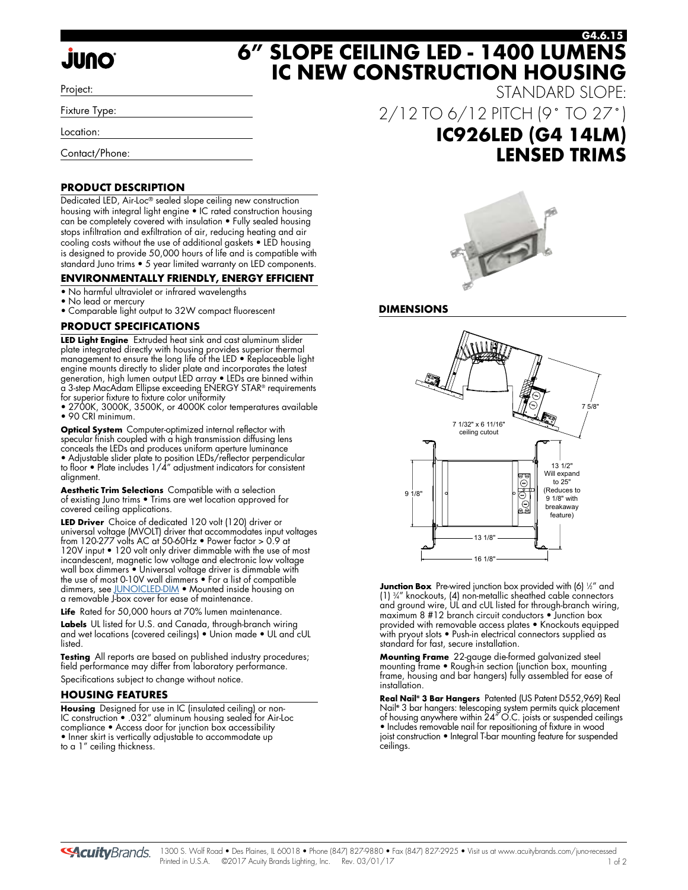**G4.6.15**

# 6" SLOPE CEILING LED - 1400 LUMENS IC NEW CONSTRUCTION HOUSING

STANDARD SLOPE:
2/12 TO 6/12 PITCH (9° TO 27°)

## IC926LED (G4 14LM) LENSED TRIMS

Project:

Fixture Type:

Location:

Contact/Phone:

### PRODUCT DESCRIPTION

Dedicated LED, Air-Loc® sealed slope ceiling new construction housing with integral light engine • IC rated construction housing can be completely covered with insulation • Fully sealed housing stops infiltration and exfiltration of air, reducing heating and air cooling costs without the use of additional gaskets • LED housing is designed to provide 50,000 hours of life and is compatible with standard Juno trims • 5 year limited warranty on LED components.

### ENVIRONMENTALLY FRIENDLY, ENERGY EFFICIENT

- No harmful ultraviolet or infrared wavelengths
- No lead or mercury
- Comparable light output to 32W compact fluorescent

### PRODUCT SPECIFICATIONS

**LED Light Engine** Extruded heat sink and cast aluminum slider plate integrated directly with housing provides superior thermal management to ensure the long life of the LED • Replaceable light engine mounts directly to slider plate and incorporates the latest generation, high lumen output LED array • LEDs are binned within a 3-step MacAdam Ellipse exceeding ENERGY STAR® requirements for superior fixture to fixture color uniformity
• 2700K, 3000K, 3500K, or 4000K color temperatures available
• 90 CRI minimum.

**Optical System** Computer-optimized internal reflector with specular finish coupled with a high transmission diffusing lens conceals the LEDs and produces uniform aperture luminance • Adjustable slider plate to position LEDs/reflector perpendicular to floor • Plate includes 1/4" adjustment indicators for consistent alignment.

**Aesthetic Trim Selections** Compatible with a selection of existing Juno trims • Trims are wet location approved for covered ceiling applications.

**LED Driver** Choice of dedicated 120 volt (120) driver or universal voltage (MVOLT) driver that accommodates input voltages from 120-277 volts AC at 50-60Hz • Power factor > 0.9 at 120V input • 120 volt only driver dimmable with the use of most incandescent, magnetic low voltage and electronic low voltage wall box dimmers • Universal voltage driver is dimmable with the use of most 0-10V wall dimmers • For a list of compatible dimmers, see JUNOICLED-DIM • Mounted inside housing on a removable J-box cover for ease of maintenance.

**Life** Rated for 50,000 hours at 70% lumen maintenance.

**Labels** UL listed for U.S. and Canada, through-branch wiring and wet locations (covered ceilings) • Union made • UL and cUL listed.

**Testing** All reports are based on published industry procedures; field performance may differ from laboratory performance.

Specifications subject to change without notice.

### HOUSING FEATURES

**Housing** Designed for use in IC (insulated ceiling) or non-IC construction • .032" aluminum housing sealed for Air-Loc compliance • Access door for junction box accessibility • Inner skirt is vertically adjustable to accommodate up to a 1" ceiling thickness.

### DIMENSIONS

7 5/8"

7 1/32" x 6 11/16" ceiling cutout

9 1/8"

13 1/2" Will expand to 25" (Reduces to 9 1/8" with breakaway feature)

13 1/8"

16 1/8"

**Junction Box** Pre-wired junction box provided with (6) ½" and (1) ¾" knockouts, (4) non-metallic sheathed cable connectors and ground wire, UL and cUL listed for through-branch wiring, maximum 8 #12 branch circuit conductors • Junction box provided with removable access plates • Knockouts equipped with pryout slots • Push-in electrical connectors supplied as standard for fast, secure installation.

**Mounting Frame** 22-gauge die-formed galvanized steel mounting frame • Rough-in section (junction box, mounting frame, housing and bar hangers) fully assembled for ease of installation.

**Real Nail® 3 Bar Hangers** Patented (US Patent D552,969) Real Nail® 3 bar hangers: telescoping system permits quick placement of housing anywhere within 24" O.C. joists or suspended ceilings • Includes removable nail for repositioning of fixture in wood joist construction • Integral T-bar mounting feature for suspended ceilings.

1300 S. Wolf Road • Des Plaines, IL 60018 • Phone (847) 827-9880 • Fax (847) 827-2925 • Visit us at www.acuitybrands.com/juno-recessed
Printed in U.S.A. ©2017 Acuity Brands Lighting, Inc. Rev. 03/01/17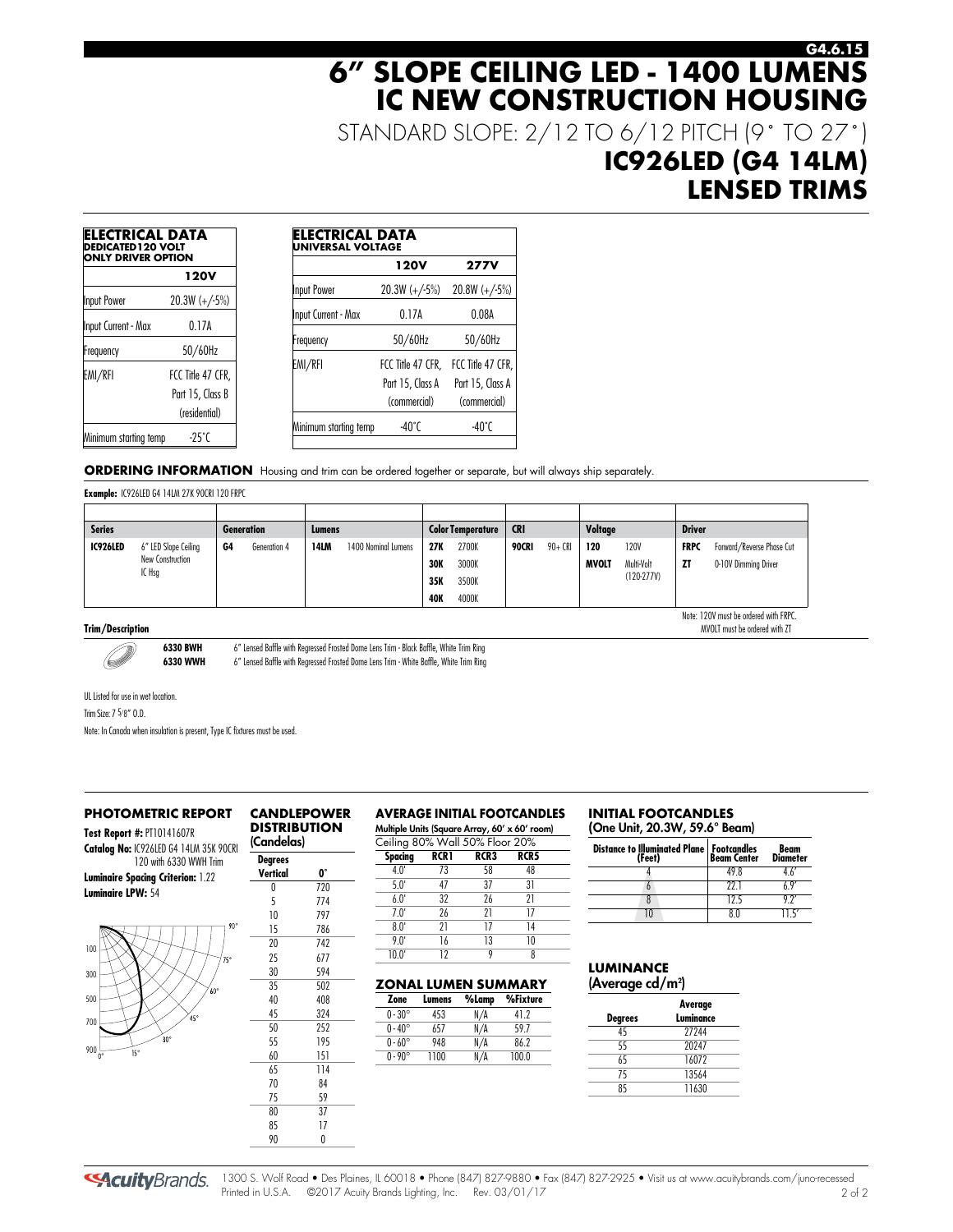G4.6.15

# 6" SLOPE CEILING LED - 1400 LUMENS IC NEW CONSTRUCTION HOUSING

STANDARD SLOPE: 2/12 TO 6/12 PITCH (9° TO 27°)

## IC926LED (G4 14LM) LENSED TRIMS

**ELECTRICAL DATA**
**DEDICATED 120 VOLT ONLY DRIVER OPTION**

| | 120V |
|---|---|
| Input Power | 20.3W (+/-5%) |
| Input Current - Max | 0.17A |
| Frequency | 50/60Hz |
| EMI/RFI | FCC Title 47 CFR, Part 15, Class B (residential) |
| Minimum starting temp | -25°C |

**ELECTRICAL DATA**
**UNIVERSAL VOLTAGE**

| | 120V | 277V |
|---|---|---|
| Input Power | 20.3W (+/-5%) | 20.8W (+/-5%) |
| Input Current - Max | 0.17A | 0.08A |
| Frequency | 50/60Hz | 50/60Hz |
| EMI/RFI | FCC Title 47 CFR, Part 15, Class A (commercial) | FCC Title 47 CFR, Part 15, Class A (commercial) |
| Minimum starting temp | -40°C | -40°C |

**ORDERING INFORMATION** Housing and trim can be ordered together or separate, but will always ship separately.

**Example:** IC926LED G4 14LM 27K 90CRI 120 FRPC

| Series | | Generation | | Lumens | | Color Temperature | | CRI | | Voltage | | Driver | |
|---|---|---|---|---|---|---|---|---|---|---|---|---|---|
| **IC926LED** | 6" LED Slope Ceiling New Construction IC Hsg | **G4** | Generation 4 | **14LM** | 1400 Nominal Lumens | **27K** | 2700K | **90CRI** | 90+ CRI | **120** | 120V | **FRPC** | Forward/Reverse Phase Cut |
| | | | | | | **30K** | 3000K | | | **MVOLT** | Multi-Volt (120-277V) | **ZT** | 0-10V Dimming Driver |
| | | | | | | **35K** | 3500K | | | | | | |
| | | | | | | **40K** | 4000K | | | | | | |

Note: 120V must be ordered with FRPC. MVOLT must be ordered with ZT

**Trim/Description**

| | |
|---|---|
| **6330 BWH** | 6" Lensed Baffle with Regressed Frosted Dome Lens Trim - Black Baffle, White Trim Ring |
| **6330 WWH** | 6" Lensed Baffle with Regressed Frosted Dome Lens Trim - White Baffle, White Trim Ring |

UL Listed for use in wet location.

Trim Size: 7 5/8" O.D.

Note: In Canada when insulation is present, Type IC fixtures must be used.

### PHOTOMETRIC REPORT

**Test Report #:** PT10141607R
**Catalog No:** IC926LED G4 14LM 35K 90CRI 120 with 6330 WWH Trim
**Luminaire Spacing Criterion:** 1.22
**Luminaire LPW:** 54

100
300
500
700
900
0°
15°
30°
45°
60°
75°
90°

### CANDLEPOWER DISTRIBUTION (Candelas)

| Degrees Vertical | 0° |
|---|---|
| 0 | 720 |
| 5 | 774 |
| 10 | 797 |
| 15 | 786 |
| 20 | 742 |
| 25 | 677 |
| 30 | 594 |
| 35 | 502 |
| 40 | 408 |
| 45 | 324 |
| 50 | 252 |
| 55 | 195 |
| 60 | 151 |
| 65 | 114 |
| 70 | 84 |
| 75 | 59 |
| 80 | 37 |
| 85 | 17 |
| 90 | 0 |

### AVERAGE INITIAL FOOTCANDLES

Multiple Units (Square Array, 60' x 60' room)
Ceiling 80% Wall 50% Floor 20%

| Spacing | RCR1 | RCR3 | RCR5 |
|---|---|---|---|
| 4.0' | 73 | 58 | 48 |
| 5.0' | 47 | 37 | 31 |
| 6.0' | 32 | 26 | 21 |
| 7.0' | 26 | 21 | 17 |
| 8.0' | 21 | 17 | 14 |
| 9.0' | 16 | 13 | 10 |
| 10.0' | 12 | 9 | 8 |

### ZONAL LUMEN SUMMARY

| Zone | Lumens | %Lamp | %Fixture |
|---|---|---|---|
| 0 - 30° | 453 | N/A | 41.2 |
| 0 - 40° | 657 | N/A | 59.7 |
| 0 - 60° | 948 | N/A | 86.2 |
| 0 - 90° | 1100 | N/A | 100.0 |

### INITIAL FOOTCANDLES (One Unit, 20.3W, 59.6° Beam)

| Distance to Illuminated Plane (Feet) | Footcandles Beam Center | Beam Diameter |
|---|---|---|
| 4 | 49.8 | 4.6' |
| 6 | 22.1 | 6.9' |
| 8 | 12.5 | 9.2' |
| 10 | 8.0 | 11.5' |

### LUMINANCE (Average cd/m²)

| Degrees | Average Luminance |
|---|---|
| 45 | 27244 |
| 55 | 20247 |
| 65 | 16072 |
| 75 | 13564 |
| 85 | 11630 |

AcuityBrands. 1300 S. Wolf Road • Des Plaines, IL 60018 • Phone (847) 827-9880 • Fax (847) 827-2925 • Visit us at www.acuitybrands.com/juno-recessed
Printed in U.S.A. ©2017 Acuity Brands Lighting, Inc. Rev. 03/01/17